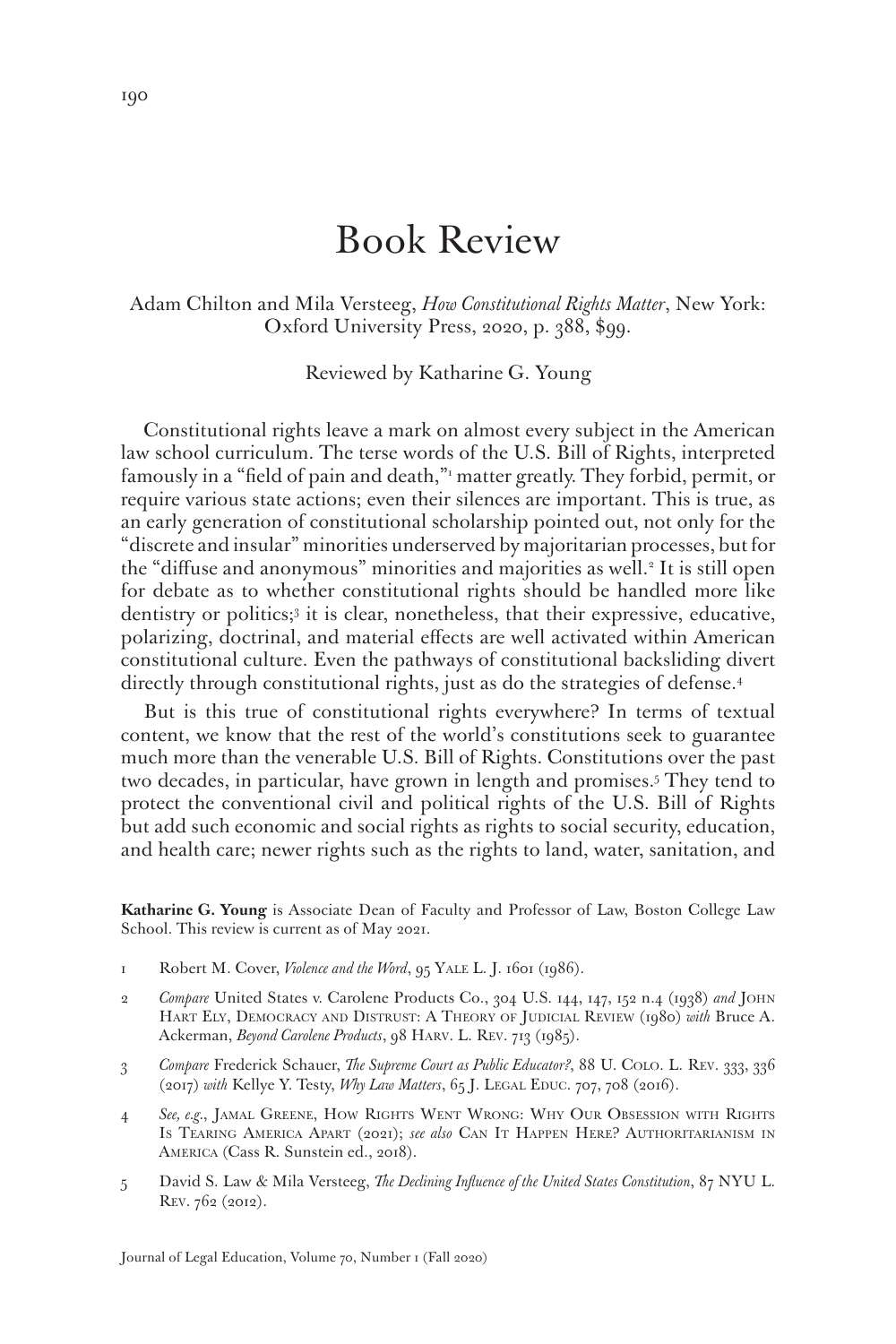# Book Review

Adam Chilton and Mila Versteeg, *How Constitutional Rights Matter*, New York: Oxford University Press, 2020, p. 388, $99.

Reviewed by Katharine G. Young

Constitutional rights leave a mark on almost every subject in the American law school curriculum. The terse words of the U.S. Bill of Rights, interpreted famously in a "field of pain and death,"[1] matter greatly. They forbid, permit, or require various state actions; even their silences are important. This is true, as an early generation of constitutional scholarship pointed out, not only for the "discrete and insular" minorities underserved by majoritarian processes, but for the "diffuse and anonymous" minorities and majorities as well.[2] It is still open for debate as to whether constitutional rights should be handled more like dentistry or politics;[3] it is clear, nonetheless, that their expressive, educative, polarizing, doctrinal, and material effects are well activated within American constitutional culture. Even the pathways of constitutional backsliding divert directly through constitutional rights, just as do the strategies of defense.[4]

But is this true of constitutional rights everywhere? In terms of textual content, we know that the rest of the world's constitutions seek to guarantee much more than the venerable U.S. Bill of Rights. Constitutions over the past two decades, in particular, have grown in length and promises.[5] They tend to protect the conventional civil and political rights of the U.S. Bill of Rights but add such economic and social rights as rights to social security, education, and health care; newer rights such as the rights to land, water, sanitation, and

**Katharine G. Young** is Associate Dean of Faculty and Professor of Law, Boston College Law School. This review is current as of May 2021.

1. Robert M. Cover, *Violence and the Word*, 95 Yale L. J. 1601 (1986).
2. *Compare* United States v. Carolene Products Co., 304 U.S. 144, 147, 152 n.4 (1938) *and* John Hart Ely, Democracy and Distrust: A Theory of Judicial Review (1980) *with* Bruce A. Ackerman, *Beyond Carolene Products*, 98 Harv. L. Rev. 713 (1985).
3. *Compare* Frederick Schauer, *The Supreme Court as Public Educator?*, 88 U. Colo. L. Rev. 333, 336 (2017) *with* Kellye Y. Testy, *Why Law Matters*, 65 J. Legal Educ. 707, 708 (2016).
4. *See, e.g.*, Jamal Greene, How Rights Went Wrong: Why Our Obsession with Rights Is Tearing America Apart (2021); *see also* Can It Happen Here? Authoritarianism in America (Cass R. Sunstein ed., 2018).
5. David S. Law & Mila Versteeg, *The Declining Influence of the United States Constitution*, 87 NYU L. Rev. 762 (2012).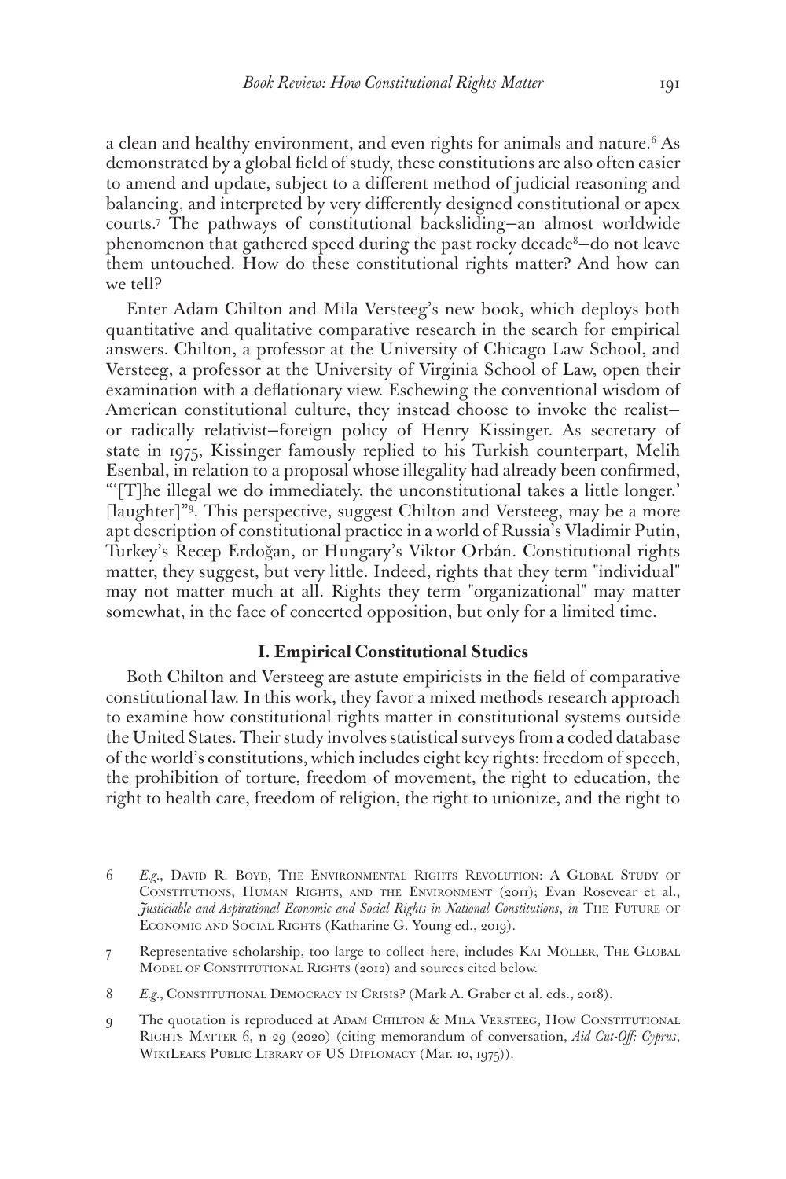a clean and healthy environment, and even rights for animals and nature.[6] As demonstrated by a global field of study, these constitutions are also often easier to amend and update, subject to a different method of judicial reasoning and balancing, and interpreted by very differently designed constitutional or apex courts.[7] The pathways of constitutional backsliding—an almost worldwide phenomenon that gathered speed during the past rocky decade[8]—do not leave them untouched. How do these constitutional rights matter? And how can we tell?

Enter Adam Chilton and Mila Versteeg's new book, which deploys both quantitative and qualitative comparative research in the search for empirical answers. Chilton, a professor at the University of Chicago Law School, and Versteeg, a professor at the University of Virginia School of Law, open their examination with a deflationary view. Eschewing the conventional wisdom of American constitutional culture, they instead choose to invoke the realist—or radically relativist—foreign policy of Henry Kissinger. As secretary of state in 1975, Kissinger famously replied to his Turkish counterpart, Melih Esenbal, in relation to a proposal whose illegality had already been confirmed, "'[T]he illegal we do immediately, the unconstitutional takes a little longer.' [laughter]"[9]. This perspective, suggest Chilton and Versteeg, may be a more apt description of constitutional practice in a world of Russia's Vladimir Putin, Turkey's Recep Erdoğan, or Hungary's Viktor Orbán. Constitutional rights matter, they suggest, but very little. Indeed, rights that they term "individual" may not matter much at all. Rights they term "organizational" may matter somewhat, in the face of concerted opposition, but only for a limited time.

## I. Empirical Constitutional Studies

Both Chilton and Versteeg are astute empiricists in the field of comparative constitutional law. In this work, they favor a mixed methods research approach to examine how constitutional rights matter in constitutional systems outside the United States. Their study involves statistical surveys from a coded database of the world's constitutions, which includes eight key rights: freedom of speech, the prohibition of torture, freedom of movement, the right to education, the right to health care, freedom of religion, the right to unionize, and the right to

---

6 *E.g.*, David R. Boyd, The Environmental Rights Revolution: A Global Study of Constitutions, Human Rights, and the Environment (2011); Evan Rosevear et al., *Justiciable and Aspirational Economic and Social Rights in National Constitutions*, *in* The Future of Economic and Social Rights (Katharine G. Young ed., 2019).

7 Representative scholarship, too large to collect here, includes Kai Möller, The Global Model of Constitutional Rights (2012) and sources cited below.

8 *E.g.*, Constitutional Democracy in Crisis? (Mark A. Graber et al. eds., 2018).

9 The quotation is reproduced at Adam Chilton & Mila Versteeg, How Constitutional Rights Matter 6, n 29 (2020) (citing memorandum of conversation, *Aid Cut-Off: Cyprus*, WikiLeaks Public Library of US Diplomacy (Mar. 10, 1975)).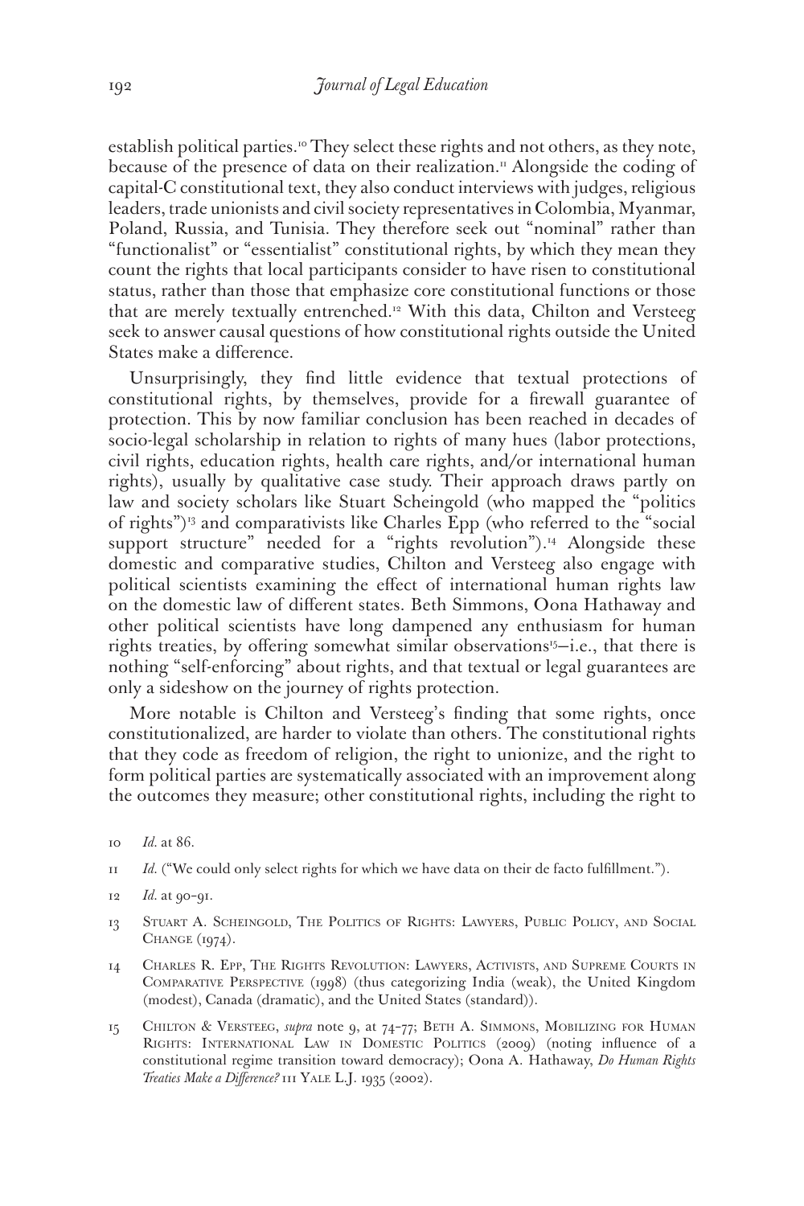establish political parties.[10] They select these rights and not others, as they note, because of the presence of data on their realization.[11] Alongside the coding of capital-C constitutional text, they also conduct interviews with judges, religious leaders, trade unionists and civil society representatives in Colombia, Myanmar, Poland, Russia, and Tunisia. They therefore seek out "nominal" rather than "functionalist" or "essentialist" constitutional rights, by which they mean they count the rights that local participants consider to have risen to constitutional status, rather than those that emphasize core constitutional functions or those that are merely textually entrenched.[12] With this data, Chilton and Versteeg seek to answer causal questions of how constitutional rights outside the United States make a difference.

Unsurprisingly, they find little evidence that textual protections of constitutional rights, by themselves, provide for a firewall guarantee of protection. This by now familiar conclusion has been reached in decades of socio-legal scholarship in relation to rights of many hues (labor protections, civil rights, education rights, health care rights, and/or international human rights), usually by qualitative case study. Their approach draws partly on law and society scholars like Stuart Scheingold (who mapped the "politics of rights")[13] and comparativists like Charles Epp (who referred to the "social support structure" needed for a "rights revolution").[14] Alongside these domestic and comparative studies, Chilton and Versteeg also engage with political scientists examining the effect of international human rights law on the domestic law of different states. Beth Simmons, Oona Hathaway and other political scientists have long dampened any enthusiasm for human rights treaties, by offering somewhat similar observations[15]—i.e., that there is nothing "self-enforcing" about rights, and that textual or legal guarantees are only a sideshow on the journey of rights protection.

More notable is Chilton and Versteeg's finding that some rights, once constitutionalized, are harder to violate than others. The constitutional rights that they code as freedom of religion, the right to unionize, and the right to form political parties are systematically associated with an improvement along the outcomes they measure; other constitutional rights, including the right to

10 *Id.* at 86.

11 *Id.* ("We could only select rights for which we have data on their de facto fulfillment.").

12 *Id.* at 90–91.

13 Stuart A. Scheingold, The Politics of Rights: Lawyers, Public Policy, and Social Change (1974).

14 Charles R. Epp, The Rights Revolution: Lawyers, Activists, and Supreme Courts in Comparative Perspective (1998) (thus categorizing India (weak), the United Kingdom (modest), Canada (dramatic), and the United States (standard)).

15 Chilton & Versteeg, *supra* note 9, at 74–77; Beth A. Simmons, Mobilizing for Human Rights: International Law in Domestic Politics (2009) (noting influence of a constitutional regime transition toward democracy); Oona A. Hathaway, *Do Human Rights Treaties Make a Difference?* 111 Yale L.J. 1935 (2002).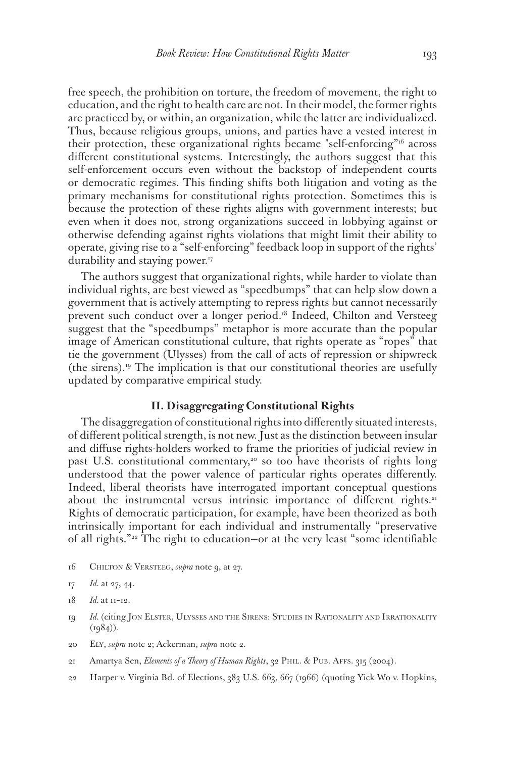free speech, the prohibition on torture, the freedom of movement, the right to education, and the right to health care are not. In their model, the former rights are practiced by, or within, an organization, while the latter are individualized. Thus, because religious groups, unions, and parties have a vested interest in their protection, these organizational rights became "self-enforcing"[16] across different constitutional systems. Interestingly, the authors suggest that this self-enforcement occurs even without the backstop of independent courts or democratic regimes. This finding shifts both litigation and voting as the primary mechanisms for constitutional rights protection. Sometimes this is because the protection of these rights aligns with government interests; but even when it does not, strong organizations succeed in lobbying against or otherwise defending against rights violations that might limit their ability to operate, giving rise to a "self-enforcing" feedback loop in support of the rights' durability and staying power.[17]

The authors suggest that organizational rights, while harder to violate than individual rights, are best viewed as "speedbumps" that can help slow down a government that is actively attempting to repress rights but cannot necessarily prevent such conduct over a longer period.[18] Indeed, Chilton and Versteeg suggest that the "speedbumps" metaphor is more accurate than the popular image of American constitutional culture, that rights operate as "ropes" that tie the government (Ulysses) from the call of acts of repression or shipwreck (the sirens).[19] The implication is that our constitutional theories are usefully updated by comparative empirical study.

## II. Disaggregating Constitutional Rights

The disaggregation of constitutional rights into differently situated interests, of different political strength, is not new. Just as the distinction between insular and diffuse rights-holders worked to frame the priorities of judicial review in past U.S. constitutional commentary,[20] so too have theorists of rights long understood that the power valence of particular rights operates differently. Indeed, liberal theorists have interrogated important conceptual questions about the instrumental versus intrinsic importance of different rights.[21] Rights of democratic participation, for example, have been theorized as both intrinsically important for each individual and instrumentally "preservative of all rights."[22] The right to education—or at the very least "some identifiable

16 Chilton & Versteeg, *supra* note 9, at 27.

17 *Id.* at 27, 44.

18 *Id.* at 11–12.

19 *Id.* (citing Jon Elster, Ulysses and the Sirens: Studies in Rationality and Irrationality (1984)).

20 Ely, *supra* note 2; Ackerman, *supra* note 2.

21 Amartya Sen, *Elements of a Theory of Human Rights*, 32 Phil. & Pub. Affs. 315 (2004).

22 Harper v. Virginia Bd. of Elections, 383 U.S. 663, 667 (1966) (quoting Yick Wo v. Hopkins,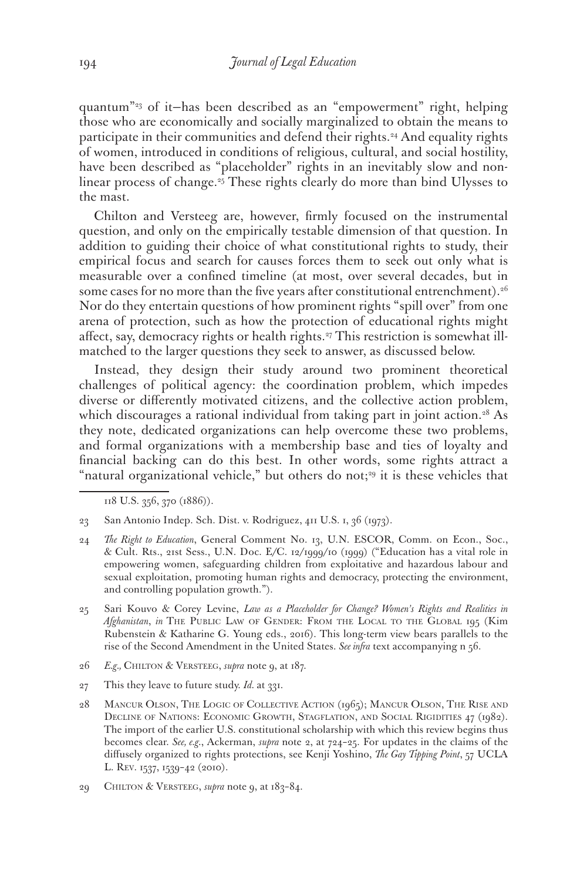quantum"[23] of it—has been described as an "empowerment" right, helping those who are economically and socially marginalized to obtain the means to participate in their communities and defend their rights.[24] And equality rights of women, introduced in conditions of religious, cultural, and social hostility, have been described as "placeholder" rights in an inevitably slow and non-linear process of change.[25] These rights clearly do more than bind Ulysses to the mast.

Chilton and Versteeg are, however, firmly focused on the instrumental question, and only on the empirically testable dimension of that question. In addition to guiding their choice of what constitutional rights to study, their empirical focus and search for causes forces them to seek out only what is measurable over a confined timeline (at most, over several decades, but in some cases for no more than the five years after constitutional entrenchment).[26] Nor do they entertain questions of how prominent rights "spill over" from one arena of protection, such as how the protection of educational rights might affect, say, democracy rights or health rights.[27] This restriction is somewhat ill-matched to the larger questions they seek to answer, as discussed below.

Instead, they design their study around two prominent theoretical challenges of political agency: the coordination problem, which impedes diverse or differently motivated citizens, and the collective action problem, which discourages a rational individual from taking part in joint action.[28] As they note, dedicated organizations can help overcome these two problems, and formal organizations with a membership base and ties of loyalty and financial backing can do this best. In other words, some rights attract a "natural organizational vehicle," but others do not;[29] it is these vehicles that

---

118 U.S. 356, 370 (1886)).

23 San Antonio Indep. Sch. Dist. v. Rodriguez, 411 U.S. 1, 36 (1973).

24 *The Right to Education*, General Comment No. 13, U.N. ESCOR, Comm. on Econ., Soc., & Cult. Rts., 21st Sess., U.N. Doc. E/C. 12/1999/10 (1999) ("Education has a vital role in empowering women, safeguarding children from exploitative and hazardous labour and sexual exploitation, promoting human rights and democracy, protecting the environment, and controlling population growth.").

25 Sari Kouvo & Corey Levine, *Law as a Placeholder for Change? Women's Rights and Realities in Afghanistan*, *in* The Public Law of Gender: From the Local to the Global 195 (Kim Rubenstein & Katharine G. Young eds., 2016). This long-term view bears parallels to the rise of the Second Amendment in the United States. *See infra* text accompanying n 56.

26 *E.g.,* Chilton & Versteeg, *supra* note 9, at 187.

27 This they leave to future study. *Id.* at 331.

28 Mancur Olson, The Logic of Collective Action (1965); Mancur Olson, The Rise and Decline of Nations: Economic Growth, Stagflation, and Social Rigidities 47 (1982). The import of the earlier U.S. constitutional scholarship with which this review begins thus becomes clear. *See, e.g.*, Ackerman, *supra* note 2, at 724–25. For updates in the claims of the diffusely organized to rights protections, see Kenji Yoshino, *The Gay Tipping Point*, 57 UCLA L. Rev. 1537, 1539–42 (2010).

29 Chilton & Versteeg, *supra* note 9, at 183–84.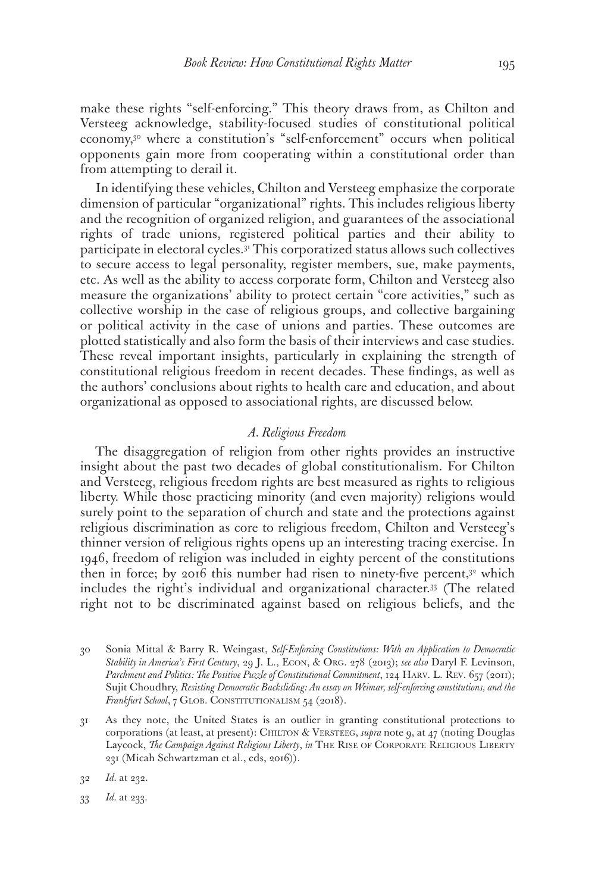make these rights "self-enforcing." This theory draws from, as Chilton and Versteeg acknowledge, stability-focused studies of constitutional political economy,[30] where a constitution's "self-enforcement" occurs when political opponents gain more from cooperating within a constitutional order than from attempting to derail it.

In identifying these vehicles, Chilton and Versteeg emphasize the corporate dimension of particular "organizational" rights. This includes religious liberty and the recognition of organized religion, and guarantees of the associational rights of trade unions, registered political parties and their ability to participate in electoral cycles.[31] This corporatized status allows such collectives to secure access to legal personality, register members, sue, make payments, etc. As well as the ability to access corporate form, Chilton and Versteeg also measure the organizations' ability to protect certain "core activities," such as collective worship in the case of religious groups, and collective bargaining or political activity in the case of unions and parties. These outcomes are plotted statistically and also form the basis of their interviews and case studies. These reveal important insights, particularly in explaining the strength of constitutional religious freedom in recent decades. These findings, as well as the authors' conclusions about rights to health care and education, and about organizational as opposed to associational rights, are discussed below.

### *A. Religious Freedom*

The disaggregation of religion from other rights provides an instructive insight about the past two decades of global constitutionalism. For Chilton and Versteeg, religious freedom rights are best measured as rights to religious liberty. While those practicing minority (and even majority) religions would surely point to the separation of church and state and the protections against religious discrimination as core to religious freedom, Chilton and Versteeg's thinner version of religious rights opens up an interesting tracing exercise. In 1946, freedom of religion was included in eighty percent of the constitutions then in force; by 2016 this number had risen to ninety-five percent,[32] which includes the right's individual and organizational character.[33] (The related right not to be discriminated against based on religious beliefs, and the

---

30 Sonia Mittal & Barry R. Weingast, *Self-Enforcing Constitutions: With an Application to Democratic Stability in America's First Century*, 29 J. L., Econ, & Org. 278 (2013); *see also* Daryl F. Levinson, *Parchment and Politics: The Positive Puzzle of Constitutional Commitment*, 124 Harv. L. Rev. 657 (2011); Sujit Choudhry, *Resisting Democratic Backsliding: An essay on Weimar, self-enforcing constitutions, and the Frankfurt School*, 7 Glob. Constitutionalism 54 (2018).

31 As they note, the United States is an outlier in granting constitutional protections to corporations (at least, at present): Chilton & Versteeg, *supra* note 9, at 47 (noting Douglas Laycock, *The Campaign Against Religious Liberty*, *in* The Rise of Corporate Religious Liberty 231 (Micah Schwartzman et al., eds, 2016)).

32 *Id.* at 232.

33 *Id.* at 233.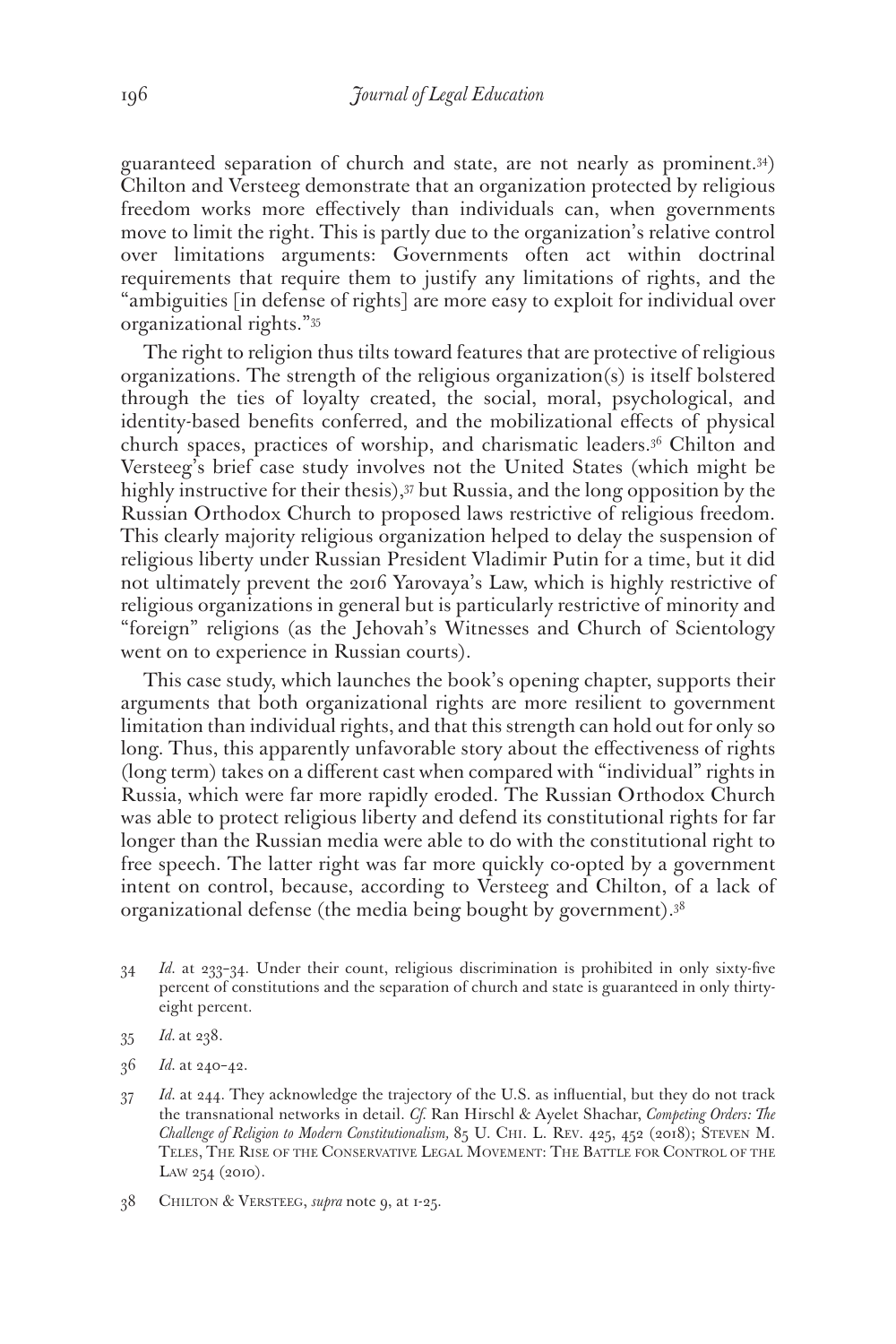guaranteed separation of church and state, are not nearly as prominent.[34]) Chilton and Versteeg demonstrate that an organization protected by religious freedom works more effectively than individuals can, when governments move to limit the right. This is partly due to the organization's relative control over limitations arguments: Governments often act within doctrinal requirements that require them to justify any limitations of rights, and the "ambiguities [in defense of rights] are more easy to exploit for individual over organizational rights."[35]

The right to religion thus tilts toward features that are protective of religious organizations. The strength of the religious organization(s) is itself bolstered through the ties of loyalty created, the social, moral, psychological, and identity-based benefits conferred, and the mobilizational effects of physical church spaces, practices of worship, and charismatic leaders.[36] Chilton and Versteeg's brief case study involves not the United States (which might be highly instructive for their thesis),[37] but Russia, and the long opposition by the Russian Orthodox Church to proposed laws restrictive of religious freedom. This clearly majority religious organization helped to delay the suspension of religious liberty under Russian President Vladimir Putin for a time, but it did not ultimately prevent the 2016 Yarovaya's Law, which is highly restrictive of religious organizations in general but is particularly restrictive of minority and "foreign" religions (as the Jehovah's Witnesses and Church of Scientology went on to experience in Russian courts).

This case study, which launches the book's opening chapter, supports their arguments that both organizational rights are more resilient to government limitation than individual rights, and that this strength can hold out for only so long. Thus, this apparently unfavorable story about the effectiveness of rights (long term) takes on a different cast when compared with "individual" rights in Russia, which were far more rapidly eroded. The Russian Orthodox Church was able to protect religious liberty and defend its constitutional rights for far longer than the Russian media were able to do with the constitutional right to free speech. The latter right was far more quickly co-opted by a government intent on control, because, according to Versteeg and Chilton, of a lack of organizational defense (the media being bought by government).[38]

---

34 *Id.* at 233–34. Under their count, religious discrimination is prohibited in only sixty-five percent of constitutions and the separation of church and state is guaranteed in only thirty-eight percent.

35 *Id.* at 238.

36 *Id.* at 240–42.

37 *Id.* at 244. They acknowledge the trajectory of the U.S. as influential, but they do not track the transnational networks in detail. *Cf.* Ran Hirschl & Ayelet Shachar, *Competing Orders: The Challenge of Religion to Modern Constitutionalism,* 85 U. Chi. L. Rev. 425, 452 (2018); Steven M. Teles, The Rise of the Conservative Legal Movement: The Battle for Control of the Law 254 (2010).

38 Chilton & Versteeg, *supra* note 9, at 1-25.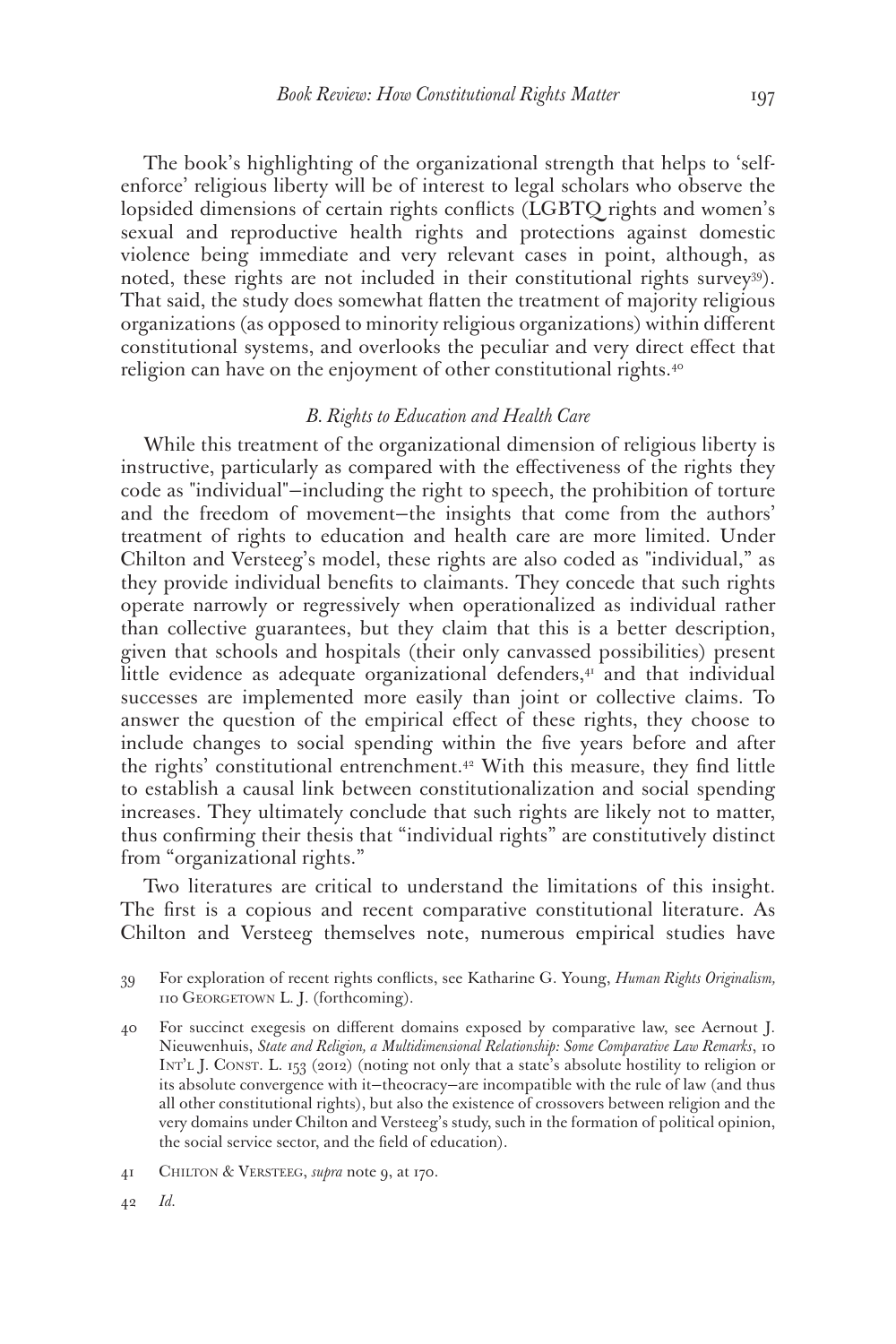The book's highlighting of the organizational strength that helps to 'self-enforce' religious liberty will be of interest to legal scholars who observe the lopsided dimensions of certain rights conflicts (LGBTQ rights and women's sexual and reproductive health rights and protections against domestic violence being immediate and very relevant cases in point, although, as noted, these rights are not included in their constitutional rights survey[39]). That said, the study does somewhat flatten the treatment of majority religious organizations (as opposed to minority religious organizations) within different constitutional systems, and overlooks the peculiar and very direct effect that religion can have on the enjoyment of other constitutional rights.[40]

### *B. Rights to Education and Health Care*

While this treatment of the organizational dimension of religious liberty is instructive, particularly as compared with the effectiveness of the rights they code as "individual"—including the right to speech, the prohibition of torture and the freedom of movement—the insights that come from the authors' treatment of rights to education and health care are more limited. Under Chilton and Versteeg's model, these rights are also coded as "individual," as they provide individual benefits to claimants. They concede that such rights operate narrowly or regressively when operationalized as individual rather than collective guarantees, but they claim that this is a better description, given that schools and hospitals (their only canvassed possibilities) present little evidence as adequate organizational defenders,[41] and that individual successes are implemented more easily than joint or collective claims. To answer the question of the empirical effect of these rights, they choose to include changes to social spending within the five years before and after the rights' constitutional entrenchment.[42] With this measure, they find little to establish a causal link between constitutionalization and social spending increases. They ultimately conclude that such rights are likely not to matter, thus confirming their thesis that "individual rights" are constitutively distinct from "organizational rights."

Two literatures are critical to understand the limitations of this insight. The first is a copious and recent comparative constitutional literature. As Chilton and Versteeg themselves note, numerous empirical studies have

---

39 For exploration of recent rights conflicts, see Katharine G. Young, *Human Rights Originalism,* 110 Georgetown L. J. (forthcoming).

40 For succinct exegesis on different domains exposed by comparative law, see Aernout J. Nieuwenhuis, *State and Religion, a Multidimensional Relationship: Some Comparative Law Remarks*, 10 Int'l J. Const. L. 153 (2012) (noting not only that a state's absolute hostility to religion or its absolute convergence with it—theocracy—are incompatible with the rule of law (and thus all other constitutional rights), but also the existence of crossovers between religion and the very domains under Chilton and Versteeg's study, such in the formation of political opinion, the social service sector, and the field of education).

41 Chilton & Versteeg, *supra* note 9, at 170.

42 *Id.*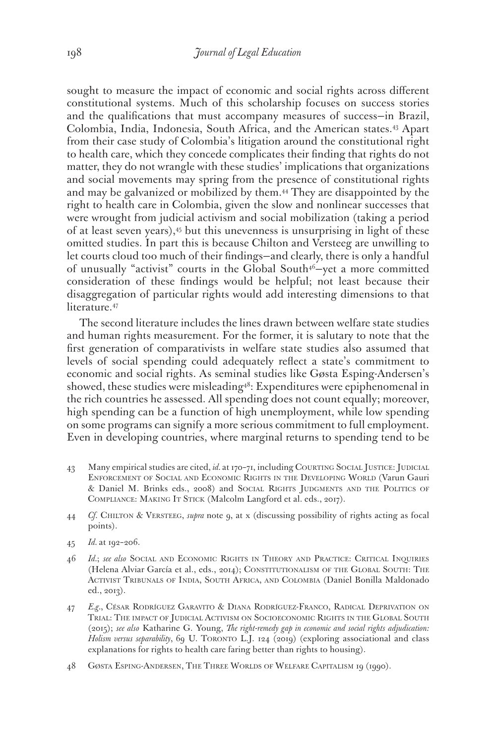sought to measure the impact of economic and social rights across different constitutional systems. Much of this scholarship focuses on success stories and the qualifications that must accompany measures of success—in Brazil, Colombia, India, Indonesia, South Africa, and the American states.[43] Apart from their case study of Colombia's litigation around the constitutional right to health care, which they concede complicates their finding that rights do not matter, they do not wrangle with these studies' implications that organizations and social movements may spring from the presence of constitutional rights and may be galvanized or mobilized by them.[44] They are disappointed by the right to health care in Colombia, given the slow and nonlinear successes that were wrought from judicial activism and social mobilization (taking a period of at least seven years),[45] but this unevenness is unsurprising in light of these omitted studies. In part this is because Chilton and Versteeg are unwilling to let courts cloud too much of their findings—and clearly, there is only a handful of unusually "activist" courts in the Global South[46]—yet a more committed consideration of these findings would be helpful; not least because their disaggregation of particular rights would add interesting dimensions to that literature.[47]

The second literature includes the lines drawn between welfare state studies and human rights measurement. For the former, it is salutary to note that the first generation of comparativists in welfare state studies also assumed that levels of social spending could adequately reflect a state's commitment to economic and social rights. As seminal studies like Gøsta Esping-Andersen's showed, these studies were misleading[48]: Expenditures were epiphenomenal in the rich countries he assessed. All spending does not count equally; moreover, high spending can be a function of high unemployment, while low spending on some programs can signify a more serious commitment to full employment. Even in developing countries, where marginal returns to spending tend to be

43 Many empirical studies are cited, *id.* at 170–71, including Courting Social Justice: Judicial Enforcement of Social and Economic Rights in the Developing World (Varun Gauri & Daniel M. Brinks eds., 2008) and Social Rights Judgments and the Politics of Compliance: Making It Stick (Malcolm Langford et al. eds., 2017).

44 *Cf.* Chilton & Versteeg, *supra* note 9, at x (discussing possibility of rights acting as focal points).

45 *Id.* at 192–206.

46 *Id.*; *see also* Social and Economic Rights in Theory and Practice: Critical Inquiries (Helena Alviar García et al., eds., 2014); Constitutionalism of the Global South: The Activist Tribunals of India, South Africa, and Colombia (Daniel Bonilla Maldonado ed., 2013).

47 *E.g.*, César Rodríguez Garavito & Diana Rodríguez-Franco, Radical Deprivation on Trial: The impact of Judicial Activism on Socioeconomic Rights in the Global South (2015); *see also* Katharine G. Young, *The right-remedy gap in economic and social rights adjudication: Holism versus separability*, 69 U. Toronto L.J. 124 (2019) (exploring associational and class explanations for rights to health care faring better than rights to housing).

48 Gøsta Esping-Andersen, The Three Worlds of Welfare Capitalism 19 (1990).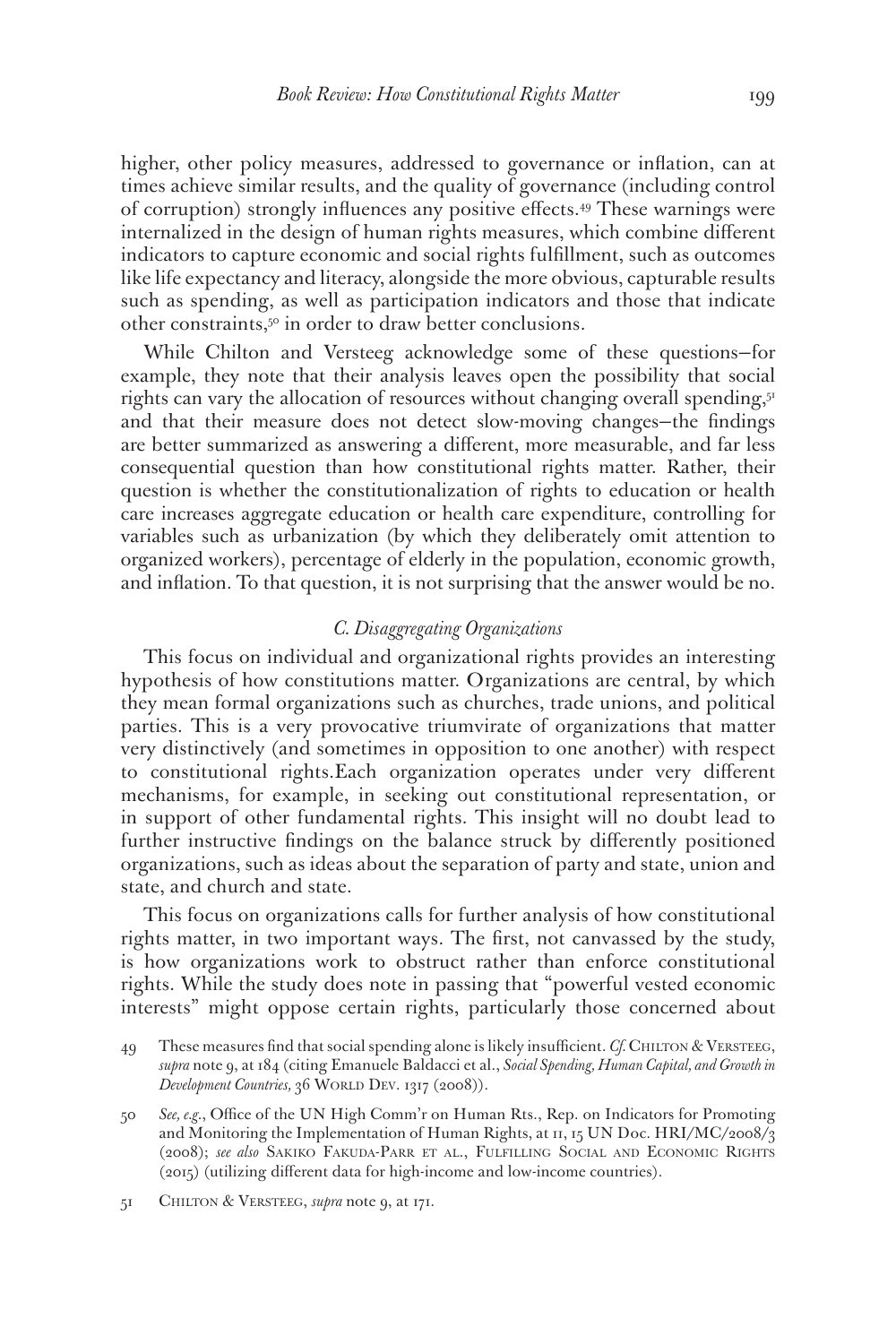higher, other policy measures, addressed to governance or inflation, can at times achieve similar results, and the quality of governance (including control of corruption) strongly influences any positive effects.[49] These warnings were internalized in the design of human rights measures, which combine different indicators to capture economic and social rights fulfillment, such as outcomes like life expectancy and literacy, alongside the more obvious, capturable results such as spending, as well as participation indicators and those that indicate other constraints,[50] in order to draw better conclusions.

While Chilton and Versteeg acknowledge some of these questions—for example, they note that their analysis leaves open the possibility that social rights can vary the allocation of resources without changing overall spending,[51] and that their measure does not detect slow-moving changes—the findings are better summarized as answering a different, more measurable, and far less consequential question than how constitutional rights matter. Rather, their question is whether the constitutionalization of rights to education or health care increases aggregate education or health care expenditure, controlling for variables such as urbanization (by which they deliberately omit attention to organized workers), percentage of elderly in the population, economic growth, and inflation. To that question, it is not surprising that the answer would be no.

### *C. Disaggregating Organizations*

This focus on individual and organizational rights provides an interesting hypothesis of how constitutions matter. Organizations are central, by which they mean formal organizations such as churches, trade unions, and political parties. This is a very provocative triumvirate of organizations that matter very distinctively (and sometimes in opposition to one another) with respect to constitutional rights.Each organization operates under very different mechanisms, for example, in seeking out constitutional representation, or in support of other fundamental rights. This insight will no doubt lead to further instructive findings on the balance struck by differently positioned organizations, such as ideas about the separation of party and state, union and state, and church and state.

This focus on organizations calls for further analysis of how constitutional rights matter, in two important ways. The first, not canvassed by the study, is how organizations work to obstruct rather than enforce constitutional rights. While the study does note in passing that "powerful vested economic interests" might oppose certain rights, particularly those concerned about

49 These measures find that social spending alone is likely insufficient. *Cf.* Chilton & Versteeg, *supra* note 9, at 184 (citing Emanuele Baldacci et al., *Social Spending, Human Capital, and Growth in Development Countries,* 36 World Dev. 1317 (2008)).

50 *See, e.g.*, Office of the UN High Comm'r on Human Rts., Rep. on Indicators for Promoting and Monitoring the Implementation of Human Rights, at 11, 15 UN Doc. HRI/MC/2008/3 (2008); *see also* Sakiko Fakuda-Parr et al., Fulfilling Social and Economic Rights (2015) (utilizing different data for high-income and low-income countries).

51 Chilton & Versteeg, *supra* note 9, at 171.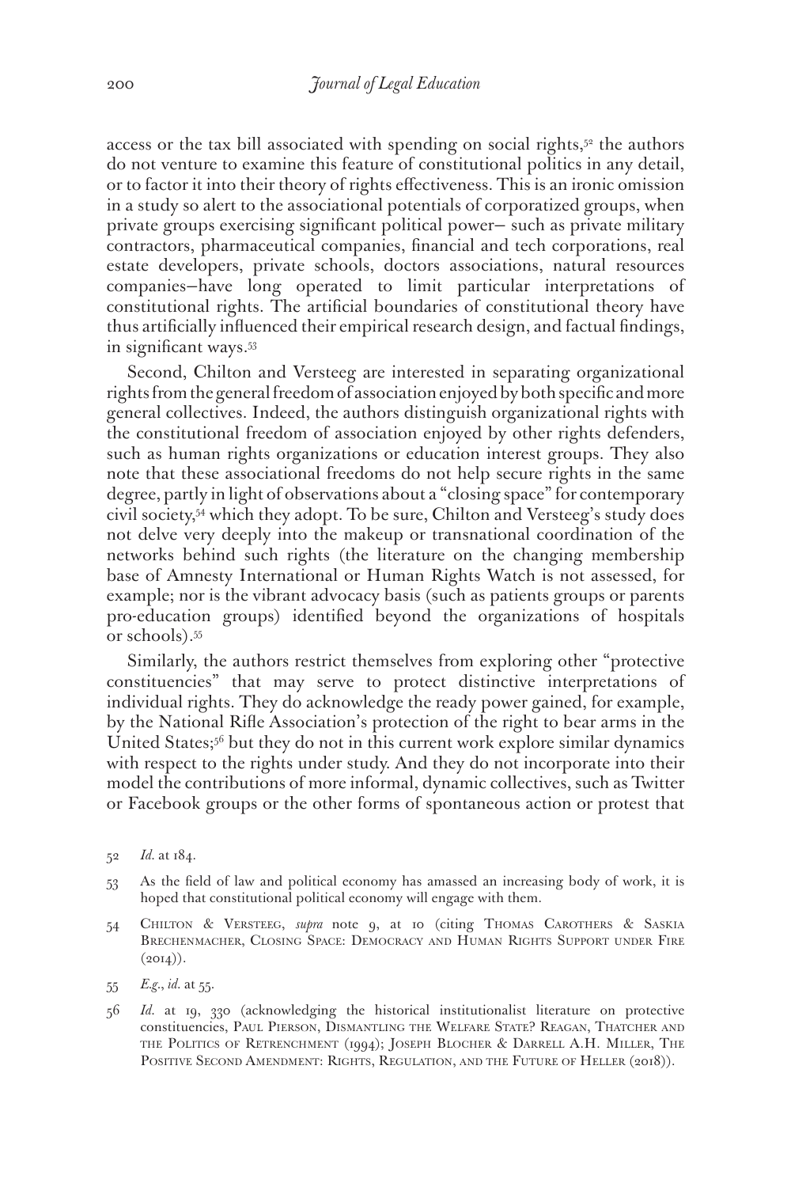access or the tax bill associated with spending on social rights,[52] the authors do not venture to examine this feature of constitutional politics in any detail, or to factor it into their theory of rights effectiveness. This is an ironic omission in a study so alert to the associational potentials of corporatized groups, when private groups exercising significant political power— such as private military contractors, pharmaceutical companies, financial and tech corporations, real estate developers, private schools, doctors associations, natural resources companies—have long operated to limit particular interpretations of constitutional rights. The artificial boundaries of constitutional theory have thus artificially influenced their empirical research design, and factual findings, in significant ways.[53]

Second, Chilton and Versteeg are interested in separating organizational rights from the general freedom of association enjoyed by both specific and more general collectives. Indeed, the authors distinguish organizational rights with the constitutional freedom of association enjoyed by other rights defenders, such as human rights organizations or education interest groups. They also note that these associational freedoms do not help secure rights in the same degree, partly in light of observations about a "closing space" for contemporary civil society,[54] which they adopt. To be sure, Chilton and Versteeg's study does not delve very deeply into the makeup or transnational coordination of the networks behind such rights (the literature on the changing membership base of Amnesty International or Human Rights Watch is not assessed, for example; nor is the vibrant advocacy basis (such as patients groups or parents pro-education groups) identified beyond the organizations of hospitals or schools).[55]

Similarly, the authors restrict themselves from exploring other "protective constituencies" that may serve to protect distinctive interpretations of individual rights. They do acknowledge the ready power gained, for example, by the National Rifle Association's protection of the right to bear arms in the United States;[56] but they do not in this current work explore similar dynamics with respect to the rights under study. And they do not incorporate into their model the contributions of more informal, dynamic collectives, such as Twitter or Facebook groups or the other forms of spontaneous action or protest that

52 *Id.* at 184.

53 As the field of law and political economy has amassed an increasing body of work, it is hoped that constitutional political economy will engage with them.

54 Chilton & Versteeg, *supra* note 9, at 10 (citing Thomas Carothers & Saskia Brechenmacher, Closing Space: Democracy and Human Rights Support under Fire (2014)).

55 *E.g.*, *id.* at 55.

56 *Id.* at 19, 330 (acknowledging the historical institutionalist literature on protective constituencies, Paul Pierson, Dismantling the Welfare State? Reagan, Thatcher and the Politics of Retrenchment (1994); Joseph Blocher & Darrell A.H. Miller, The Positive Second Amendment: Rights, Regulation, and the Future of Heller (2018)).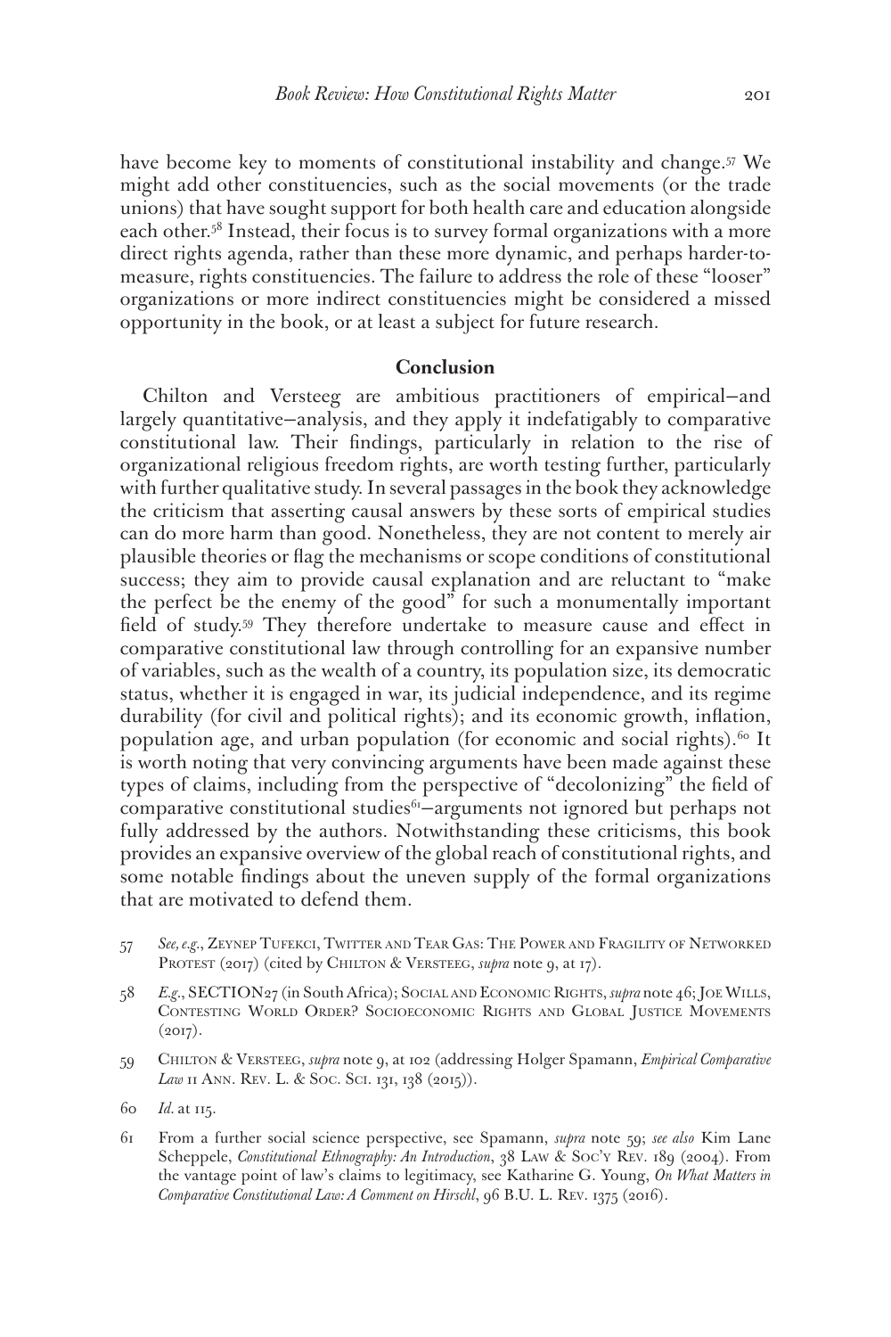have become key to moments of constitutional instability and change.[57] We might add other constituencies, such as the social movements (or the trade unions) that have sought support for both health care and education alongside each other.[58] Instead, their focus is to survey formal organizations with a more direct rights agenda, rather than these more dynamic, and perhaps harder-to-measure, rights constituencies. The failure to address the role of these "looser" organizations or more indirect constituencies might be considered a missed opportunity in the book, or at least a subject for future research.

## Conclusion

Chilton and Versteeg are ambitious practitioners of empirical—and largely quantitative—analysis, and they apply it indefatigably to comparative constitutional law. Their findings, particularly in relation to the rise of organizational religious freedom rights, are worth testing further, particularly with further qualitative study. In several passages in the book they acknowledge the criticism that asserting causal answers by these sorts of empirical studies can do more harm than good. Nonetheless, they are not content to merely air plausible theories or flag the mechanisms or scope conditions of constitutional success; they aim to provide causal explanation and are reluctant to "make the perfect be the enemy of the good" for such a monumentally important field of study.[59] They therefore undertake to measure cause and effect in comparative constitutional law through controlling for an expansive number of variables, such as the wealth of a country, its population size, its democratic status, whether it is engaged in war, its judicial independence, and its regime durability (for civil and political rights); and its economic growth, inflation, population age, and urban population (for economic and social rights).[60] It is worth noting that very convincing arguments have been made against these types of claims, including from the perspective of "decolonizing" the field of comparative constitutional studies[61]—arguments not ignored but perhaps not fully addressed by the authors. Notwithstanding these criticisms, this book provides an expansive overview of the global reach of constitutional rights, and some notable findings about the uneven supply of the formal organizations that are motivated to defend them.

57 *See, e.g.*, Zeynep Tufekci, Twitter and Tear Gas: The Power and Fragility of Networked Protest (2017) (cited by Chilton & Versteeg, *supra* note 9, at 17).

58 *E.g.*, SECTION27 (in South Africa); Social and Economic Rights, *supra* note 46; Joe Wills, Contesting World Order? Socioeconomic Rights and Global Justice Movements (2017).

59 Chilton & Versteeg, *supra* note 9, at 102 (addressing Holger Spamann, *Empirical Comparative Law* 11 Ann. Rev. L. & Soc. Sci. 131, 138 (2015)).

60 *Id.* at 115.

61 From a further social science perspective, see Spamann, *supra* note 59; *see also* Kim Lane Scheppele, *Constitutional Ethnography: An Introduction*, 38 Law & Soc'y Rev. 189 (2004). From the vantage point of law's claims to legitimacy, see Katharine G. Young, *On What Matters in Comparative Constitutional Law: A Comment on Hirschl*, 96 B.U. L. Rev. 1375 (2016).